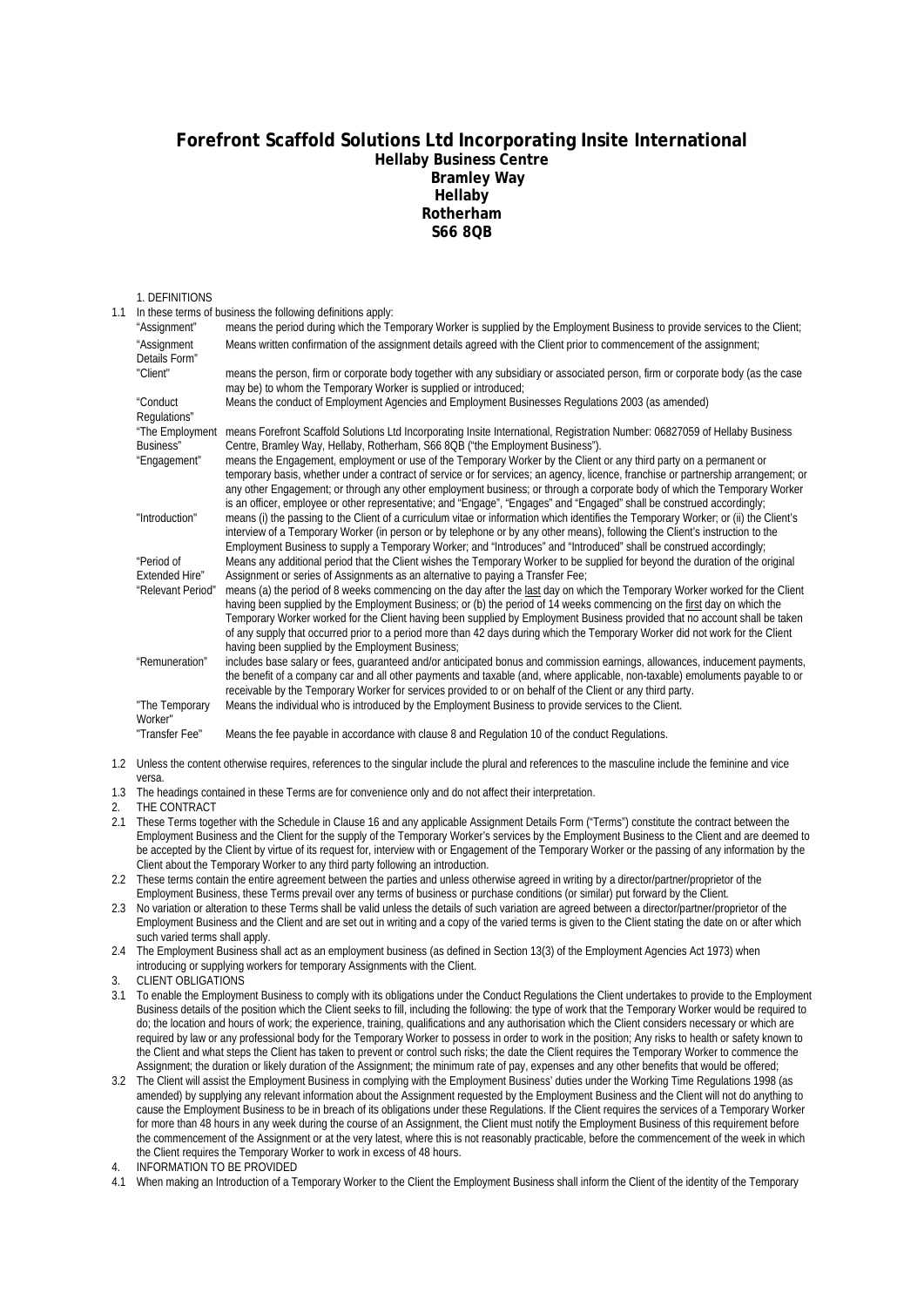# Forefront Scaffold Solutions Ltd Incorporating Insite International

**Hellaby Business Centre**
**Bramley Way**
**Hellaby**
**Rotherham**
**S66 8QB**

1. DEFINITIONS

1.1 In these terms of business the following definitions apply:

| | |
|---|---|
| "Assignment" | means the period during which the Temporary Worker is supplied by the Employment Business to provide services to the Client; |
| "Assignment Details Form" | Means written confirmation of the assignment details agreed with the Client prior to commencement of the assignment; |
| "Client" | means the person, firm or corporate body together with any subsidiary or associated person, firm or corporate body (as the case may be) to whom the Temporary Worker is supplied or introduced; |
| "Conduct Regulations" | Means the conduct of Employment Agencies and Employment Businesses Regulations 2003 (as amended) |
| "The Employment Business" | means Forefront Scaffold Solutions Ltd Incorporating Insite International, Registration Number: 06827059 of Hellaby Business Centre, Bramley Way, Hellaby, Rotherham, S66 8QB ("the Employment Business"). |
| "Engagement" | means the Engagement, employment or use of the Temporary Worker by the Client or any third party on a permanent or temporary basis, whether under a contract of service or for services; an agency, licence, franchise or partnership arrangement; or any other Engagement; or through any other employment business; or through a corporate body of which the Temporary Worker is an officer, employee or other representative; and "Engage", "Engages" and "Engaged" shall be construed accordingly; |
| "Introduction" | means (i) the passing to the Client of a curriculum vitae or information which identifies the Temporary Worker; or (ii) the Client's interview of a Temporary Worker (in person or by telephone or by any other means), following the Client's instruction to the Employment Business to supply a Temporary Worker; and "Introduces" and "Introduced" shall be construed accordingly; |
| "Period of Extended Hire" | Means any additional period that the Client wishes the Temporary Worker to be supplied for beyond the duration of the original Assignment or series of Assignments as an alternative to paying a Transfer Fee; |
| "Relevant Period" | means (a) the period of 8 weeks commencing on the day after the last day on which the Temporary Worker worked for the Client having been supplied by the Employment Business; or (b) the period of 14 weeks commencing on the first day on which the Temporary Worker worked for the Client having been supplied by Employment Business provided that no account shall be taken of any supply that occurred prior to a period more than 42 days during which the Temporary Worker did not work for the Client having been supplied by the Employment Business; |
| "Remuneration" | includes base salary or fees, guaranteed and/or anticipated bonus and commission earnings, allowances, inducement payments, the benefit of a company car and all other payments and taxable (and, where applicable, non-taxable) emoluments payable to or receivable by the Temporary Worker for services provided to or on behalf of the Client or any third party. |
| "The Temporary Worker" | Means the individual who is introduced by the Employment Business to provide services to the Client. |
| "Transfer Fee" | Means the fee payable in accordance with clause 8 and Regulation 10 of the conduct Regulations. |

1.2 Unless the content otherwise requires, references to the singular include the plural and references to the masculine include the feminine and vice versa.

1.3 The headings contained in these Terms are for convenience only and do not affect their interpretation.

2. THE CONTRACT

2.1 These Terms together with the Schedule in Clause 16 and any applicable Assignment Details Form ("Terms") constitute the contract between the Employment Business and the Client for the supply of the Temporary Worker's services by the Employment Business to the Client and are deemed to be accepted by the Client by virtue of its request for, interview with or Engagement of the Temporary Worker or the passing of any information by the Client about the Temporary Worker to any third party following an introduction.

2.2 These terms contain the entire agreement between the parties and unless otherwise agreed in writing by a director/partner/proprietor of the Employment Business, these Terms prevail over any terms of business or purchase conditions (or similar) put forward by the Client.

2.3 No variation or alteration to these Terms shall be valid unless the details of such variation are agreed between a director/partner/proprietor of the Employment Business and the Client and are set out in writing and a copy of the varied terms is given to the Client stating the date on or after which such varied terms shall apply.

2.4 The Employment Business shall act as an employment business (as defined in Section 13(3) of the Employment Agencies Act 1973) when introducing or supplying workers for temporary Assignments with the Client.

3. CLIENT OBLIGATIONS

3.1 To enable the Employment Business to comply with its obligations under the Conduct Regulations the Client undertakes to provide to the Employment Business details of the position which the Client seeks to fill, including the following: the type of work that the Temporary Worker would be required to do; the location and hours of work; the experience, training, qualifications and any authorisation which the Client considers necessary or which are required by law or any professional body for the Temporary Worker to possess in order to work in the position; Any risks to health or safety known to the Client and what steps the Client has taken to prevent or control such risks; the date the Client requires the Temporary Worker to commence the Assignment; the duration or likely duration of the Assignment; the minimum rate of pay, expenses and any other benefits that would be offered;

3.2 The Client will assist the Employment Business in complying with the Employment Business' duties under the Working Time Regulations 1998 (as amended) by supplying any relevant information about the Assignment requested by the Employment Business and the Client will not do anything to cause the Employment Business to be in breach of its obligations under these Regulations. If the Client requires the services of a Temporary Worker for more than 48 hours in any week during the course of an Assignment, the Client must notify the Employment Business of this requirement before the commencement of the Assignment or at the very latest, where this is not reasonably practicable, before the commencement of the week in which the Client requires the Temporary Worker to work in excess of 48 hours.

4. INFORMATION TO BE PROVIDED

4.1 When making an Introduction of a Temporary Worker to the Client the Employment Business shall inform the Client of the identity of the Temporary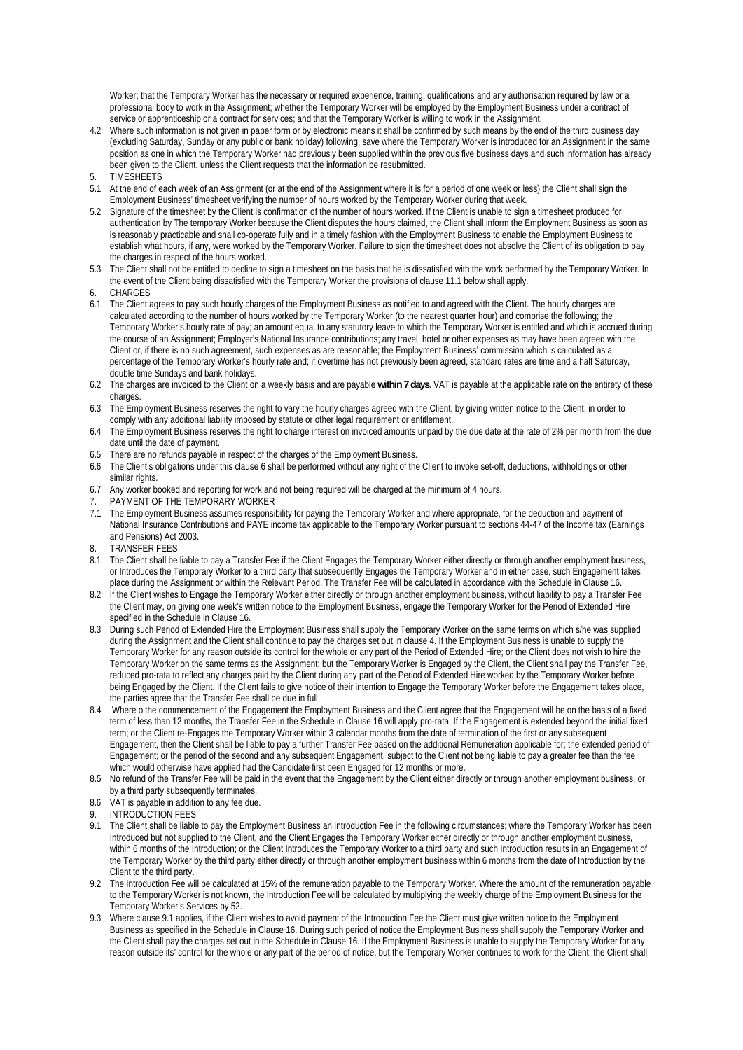Worker; that the Temporary Worker has the necessary or required experience, training, qualifications and any authorisation required by law or a professional body to work in the Assignment; whether the Temporary Worker will be employed by the Employment Business under a contract of service or apprenticeship or a contract for services; and that the Temporary Worker is willing to work in the Assignment.

4.2 Where such information is not given in paper form or by electronic means it shall be confirmed by such means by the end of the third business day (excluding Saturday, Sunday or any public or bank holiday) following, save where the Temporary Worker is introduced for an Assignment in the same position as one in which the Temporary Worker had previously been supplied within the previous five business days and such information has already been given to the Client, unless the Client requests that the information be resubmitted.

5. TIMESHEETS

5.1 At the end of each week of an Assignment (or at the end of the Assignment where it is for a period of one week or less) the Client shall sign the Employment Business' timesheet verifying the number of hours worked by the Temporary Worker during that week.

5.2 Signature of the timesheet by the Client is confirmation of the number of hours worked. If the Client is unable to sign a timesheet produced for authentication by The temporary Worker because the Client disputes the hours claimed, the Client shall inform the Employment Business as soon as is reasonably practicable and shall co-operate fully and in a timely fashion with the Employment Business to enable the Employment Business to establish what hours, if any, were worked by the Temporary Worker. Failure to sign the timesheet does not absolve the Client of its obligation to pay the charges in respect of the hours worked.

5.3 The Client shall not be entitled to decline to sign a timesheet on the basis that he is dissatisfied with the work performed by the Temporary Worker. In the event of the Client being dissatisfied with the Temporary Worker the provisions of clause 11.1 below shall apply.

6. CHARGES

6.1 The Client agrees to pay such hourly charges of the Employment Business as notified to and agreed with the Client. The hourly charges are calculated according to the number of hours worked by the Temporary Worker (to the nearest quarter hour) and comprise the following; the Temporary Worker's hourly rate of pay; an amount equal to any statutory leave to which the Temporary Worker is entitled and which is accrued during the course of an Assignment; Employer's National Insurance contributions; any travel, hotel or other expenses as may have been agreed with the Client or, if there is no such agreement, such expenses as are reasonable; the Employment Business' commission which is calculated as a percentage of the Temporary Worker's hourly rate and; if overtime has not previously been agreed, standard rates are time and a half Saturday, double time Sundays and bank holidays.

6.2 The charges are invoiced to the Client on a weekly basis and are payable **within 7 days**. VAT is payable at the applicable rate on the entirety of these charges.

6.3 The Employment Business reserves the right to vary the hourly charges agreed with the Client, by giving written notice to the Client, in order to comply with any additional liability imposed by statute or other legal requirement or entitlement.

6.4 The Employment Business reserves the right to charge interest on invoiced amounts unpaid by the due date at the rate of 2% per month from the due date until the date of payment.

6.5 There are no refunds payable in respect of the charges of the Employment Business.

6.6 The Client's obligations under this clause 6 shall be performed without any right of the Client to invoke set-off, deductions, withholdings or other similar rights.

6.7 Any worker booked and reporting for work and not being required will be charged at the minimum of 4 hours.

7. PAYMENT OF THE TEMPORARY WORKER

7.1 The Employment Business assumes responsibility for paying the Temporary Worker and where appropriate, for the deduction and payment of National Insurance Contributions and PAYE income tax applicable to the Temporary Worker pursuant to sections 44-47 of the Income tax (Earnings and Pensions) Act 2003.

8. TRANSFER FEES

8.1 The Client shall be liable to pay a Transfer Fee if the Client Engages the Temporary Worker either directly or through another employment business, or Introduces the Temporary Worker to a third party that subsequently Engages the Temporary Worker and in either case, such Engagement takes place during the Assignment or within the Relevant Period. The Transfer Fee will be calculated in accordance with the Schedule in Clause 16.

8.2 If the Client wishes to Engage the Temporary Worker either directly or through another employment business, without liability to pay a Transfer Fee the Client may, on giving one week's written notice to the Employment Business, engage the Temporary Worker for the Period of Extended Hire specified in the Schedule in Clause 16.

8.3 During such Period of Extended Hire the Employment Business shall supply the Temporary Worker on the same terms on which s/he was supplied during the Assignment and the Client shall continue to pay the charges set out in clause 4. If the Employment Business is unable to supply the Temporary Worker for any reason outside its control for the whole or any part of the Period of Extended Hire; or the Client does not wish to hire the Temporary Worker on the same terms as the Assignment; but the Temporary Worker is Engaged by the Client, the Client shall pay the Transfer Fee, reduced pro-rata to reflect any charges paid by the Client during any part of the Period of Extended Hire worked by the Temporary Worker before being Engaged by the Client. If the Client fails to give notice of their intention to Engage the Temporary Worker before the Engagement takes place, the parties agree that the Transfer Fee shall be due in full.

8.4 Where o the commencement of the Engagement the Employment Business and the Client agree that the Engagement will be on the basis of a fixed term of less than 12 months, the Transfer Fee in the Schedule in Clause 16 will apply pro-rata. If the Engagement is extended beyond the initial fixed term; or the Client re-Engages the Temporary Worker within 3 calendar months from the date of termination of the first or any subsequent Engagement, then the Client shall be liable to pay a further Transfer Fee based on the additional Remuneration applicable for; the extended period of Engagement; or the period of the second and any subsequent Engagement, subject to the Client not being liable to pay a greater fee than the fee which would otherwise have applied had the Candidate first been Engaged for 12 months or more.

8.5 No refund of the Transfer Fee will be paid in the event that the Engagement by the Client either directly or through another employment business, or by a third party subsequently terminates.

8.6 VAT is payable in addition to any fee due.

9. INTRODUCTION FEES

9.1 The Client shall be liable to pay the Employment Business an Introduction Fee in the following circumstances; where the Temporary Worker has been Introduced but not supplied to the Client, and the Client Engages the Temporary Worker either directly or through another employment business, within 6 months of the Introduction; or the Client Introduces the Temporary Worker to a third party and such Introduction results in an Engagement of the Temporary Worker by the third party either directly or through another employment business within 6 months from the date of Introduction by the Client to the third party.

9.2 The Introduction Fee will be calculated at 15% of the remuneration payable to the Temporary Worker. Where the amount of the remuneration payable to the Temporary Worker is not known, the Introduction Fee will be calculated by multiplying the weekly charge of the Employment Business for the Temporary Worker's Services by 52.

9.3 Where clause 9.1 applies, if the Client wishes to avoid payment of the Introduction Fee the Client must give written notice to the Employment Business as specified in the Schedule in Clause 16. During such period of notice the Employment Business shall supply the Temporary Worker and the Client shall pay the charges set out in the Schedule in Clause 16. If the Employment Business is unable to supply the Temporary Worker for any reason outside its' control for the whole or any part of the period of notice, but the Temporary Worker continues to work for the Client, the Client shall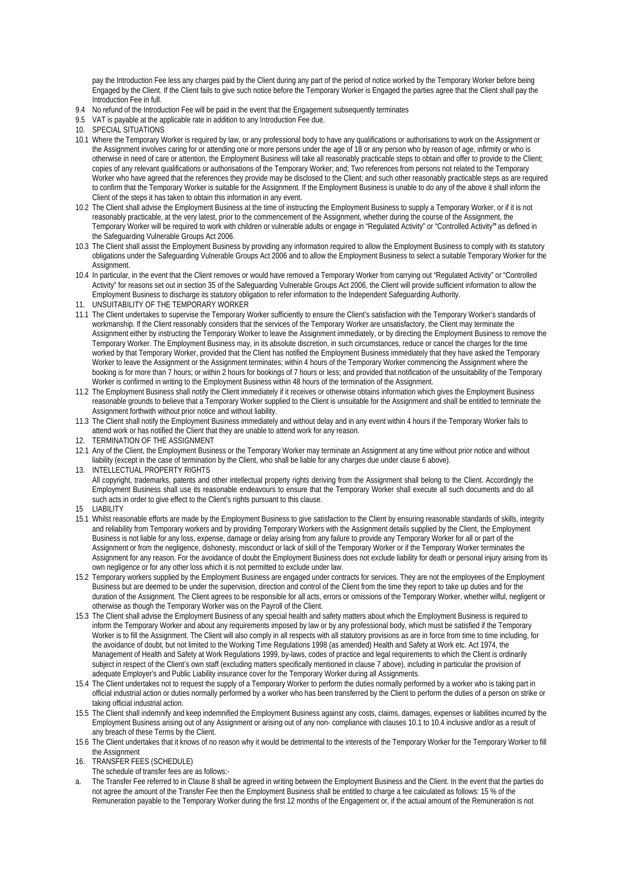pay the Introduction Fee less any charges paid by the Client during any part of the period of notice worked by the Temporary Worker before being Engaged by the Client. If the Client fails to give such notice before the Temporary Worker is Engaged the parties agree that the Client shall pay the Introduction Fee in full.

9.4 No refund of the Introduction Fee will be paid in the event that the Engagement subsequently terminates

9.5 VAT is payable at the applicable rate in addition to any Introduction Fee due.

10. SPECIAL SITUATIONS

10.1 Where the Temporary Worker is required by law, or any professional body to have any qualifications or authorisations to work on the Assignment or the Assignment involves caring for or attending one or more persons under the age of 18 or any person who by reason of age, infirmity or who is otherwise in need of care or attention, the Employment Business will take all reasonably practicable steps to obtain and offer to provide to the Client; copies of any relevant qualifications or authorisations of the Temporary Worker; and; Two references from persons not related to the Temporary Worker who have agreed that the references they provide may be disclosed to the Client; and such other reasonably practicable steps as are required to confirm that the Temporary Worker is suitable for the Assignment. If the Employment Business is unable to do any of the above it shall inform the Client of the steps it has taken to obtain this information in any event.

10.2 The Client shall advise the Employment Business at the time of instructing the Employment Business to supply a Temporary Worker, or if it is not reasonably practicable, at the very latest, prior to the commencement of the Assignment, whether during the course of the Assignment, the Temporary Worker will be required to work with children or vulnerable adults or engage in "Regulated Activity" or "Controlled Activity" as defined in the Safeguarding Vulnerable Groups Act 2006.

10.3 The Client shall assist the Employment Business by providing any information required to allow the Employment Business to comply with its statutory obligations under the Safeguarding Vulnerable Groups Act 2006 and to allow the Employment Business to select a suitable Temporary Worker for the Assignment.

10.4 In particular, in the event that the Client removes or would have removed a Temporary Worker from carrying out "Regulated Activity" or "Controlled Activity" for reasons set out in section 35 of the Safeguarding Vulnerable Groups Act 2006, the Client will provide sufficient information to allow the Employment Business to discharge its statutory obligation to refer information to the Independent Safeguarding Authority.

11. UNSUITABILITY OF THE TEMPORARY WORKER

11.1 The Client undertakes to supervise the Temporary Worker sufficiently to ensure the Client's satisfaction with the Temporary Worker's standards of workmanship. If the Client reasonably considers that the services of the Temporary Worker are unsatisfactory, the Client may terminate the Assignment either by instructing the Temporary Worker to leave the Assignment immediately, or by directing the Employment Business to remove the Temporary Worker. The Employment Business may, in its absolute discretion, in such circumstances, reduce or cancel the charges for the time worked by that Temporary Worker, provided that the Client has notified the Employment Business immediately that they have asked the Temporary Worker to leave the Assignment or the Assignment terminates; within 4 hours of the Temporary Worker commencing the Assignment where the booking is for more than 7 hours; or within 2 hours for bookings of 7 hours or less; and provided that notification of the unsuitability of the Temporary Worker is confirmed in writing to the Employment Business within 48 hours of the termination of the Assignment.

11.2 The Employment Business shall notify the Client immediately if it receives or otherwise obtains information which gives the Employment Business reasonable grounds to believe that a Temporary Worker supplied to the Client is unsuitable for the Assignment and shall be entitled to terminate the Assignment forthwith without prior notice and without liability.

11.3 The Client shall notify the Employment Business immediately and without delay and in any event within 4 hours if the Temporary Worker fails to attend work or has notified the Client that they are unable to attend work for any reason.

12. TERMINATION OF THE ASSIGNMENT

12.1 Any of the Client, the Employment Business or the Temporary Worker may terminate an Assignment at any time without prior notice and without liability (except in the case of termination by the Client, who shall be liable for any charges due under clause 6 above).

13. INTELLECTUAL PROPERTY RIGHTS

All copyright, trademarks, patents and other intellectual property rights deriving from the Assignment shall belong to the Client. Accordingly the Employment Business shall use its reasonable endeavours to ensure that the Temporary Worker shall execute all such documents and do all such acts in order to give effect to the Client's rights pursuant to this clause.

15 LIABILITY

15.1 Whilst reasonable efforts are made by the Employment Business to give satisfaction to the Client by ensuring reasonable standards of skills, integrity and reliability from Temporary workers and by providing Temporary Workers with the Assignment details supplied by the Client, the Employment Business is not liable for any loss, expense, damage or delay arising from any failure to provide any Temporary Worker for all or part of the Assignment or from the negligence, dishonesty, misconduct or lack of skill of the Temporary Worker or if the Temporary Worker terminates the Assignment for any reason. For the avoidance of doubt the Employment Business does not exclude liability for death or personal injury arising from its own negligence or for any other loss which it is not permitted to exclude under law.

15.2 Temporary workers supplied by the Employment Business are engaged under contracts for services. They are not the employees of the Employment Business but are deemed to be under the supervision, direction and control of the Client from the time they report to take up duties and for the duration of the Assignment. The Client agrees to be responsible for all acts, errors or omissions of the Temporary Worker, whether wilful, negligent or otherwise as though the Temporary Worker was on the Payroll of the Client.

15.3 The Client shall advise the Employment Business of any special health and safety matters about which the Employment Business is required to inform the Temporary Worker and about any requirements imposed by law or by any professional body, which must be satisfied if the Temporary Worker is to fill the Assignment. The Client will also comply in all respects with all statutory provisions as are in force from time to time including, for the avoidance of doubt, but not limited to the Working Time Regulations 1998 (as amended) Health and Safety at Work etc. Act 1974, the Management of Health and Safety at Work Regulations 1999, by-laws, codes of practice and legal requirements to which the Client is ordinarily subject in respect of the Client's own staff (excluding matters specifically mentioned in clause 7 above), including in particular the provision of adequate Employer's and Public Liability insurance cover for the Temporary Worker during all Assignments.

15.4 The Client undertakes not to request the supply of a Temporary Worker to perform the duties normally performed by a worker who is taking part in official industrial action or duties normally performed by a worker who has been transferred by the Client to perform the duties of a person on strike or taking official industrial action.

15.5 The Client shall indemnify and keep indemnified the Employment Business against any costs, claims, damages, expenses or liabilities incurred by the Employment Business arising out of any Assignment or arising out of any non- compliance with clauses 10.1 to 10.4 inclusive and/or as a result of any breach of these Terms by the Client.

15.6 The Client undertakes that it knows of no reason why it would be detrimental to the interests of the Temporary Worker for the Temporary Worker to fill the Assignment

16. TRANSFER FEES (SCHEDULE)

The schedule of transfer fees are as follows:-

a. The Transfer Fee referred to in Clause 8 shall be agreed in writing between the Employment Business and the Client. In the event that the parties do not agree the amount of the Transfer Fee then the Employment Business shall be entitled to charge a fee calculated as follows: 15 % of the Remuneration payable to the Temporary Worker during the first 12 months of the Engagement or, if the actual amount of the Remuneration is not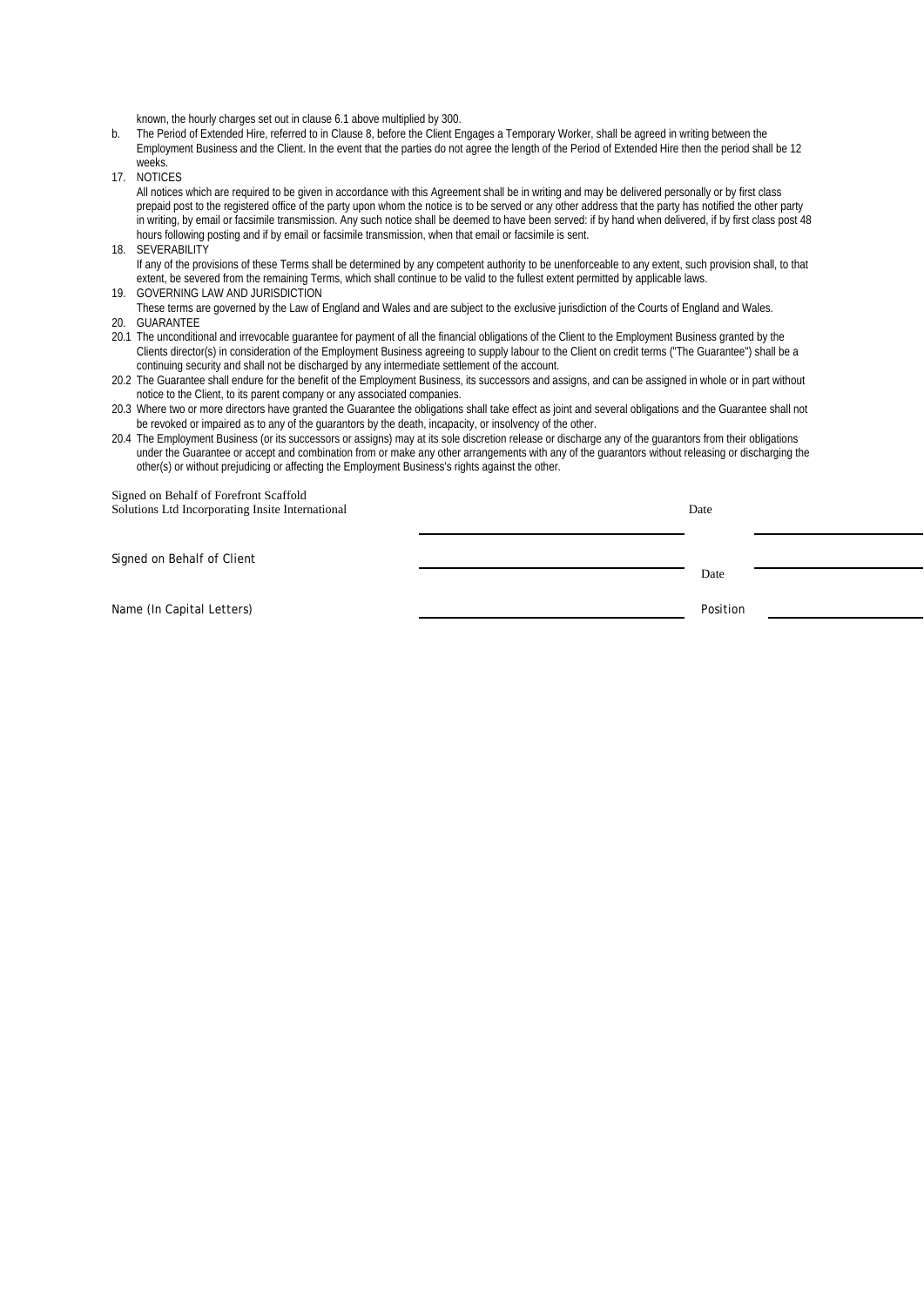known, the hourly charges set out in clause 6.1 above multiplied by 300.

b. The Period of Extended Hire, referred to in Clause 8, before the Client Engages a Temporary Worker, shall be agreed in writing between the Employment Business and the Client. In the event that the parties do not agree the length of the Period of Extended Hire then the period shall be 12 weeks.

17. NOTICES

All notices which are required to be given in accordance with this Agreement shall be in writing and may be delivered personally or by first class prepaid post to the registered office of the party upon whom the notice is to be served or any other address that the party has notified the other party in writing, by email or facsimile transmission. Any such notice shall be deemed to have been served: if by hand when delivered, if by first class post 48 hours following posting and if by email or facsimile transmission, when that email or facsimile is sent.

18. SEVERABILITY

If any of the provisions of these Terms shall be determined by any competent authority to be unenforceable to any extent, such provision shall, to that extent, be severed from the remaining Terms, which shall continue to be valid to the fullest extent permitted by applicable laws.

19. GOVERNING LAW AND JURISDICTION

These terms are governed by the Law of England and Wales and are subject to the exclusive jurisdiction of the Courts of England and Wales.

20. GUARANTEE

20.1 The unconditional and irrevocable guarantee for payment of all the financial obligations of the Client to the Employment Business granted by the Clients director(s) in consideration of the Employment Business agreeing to supply labour to the Client on credit terms ("The Guarantee") shall be a continuing security and shall not be discharged by any intermediate settlement of the account.

20.2 The Guarantee shall endure for the benefit of the Employment Business, its successors and assigns, and can be assigned in whole or in part without notice to the Client, to its parent company or any associated companies.

20.3 Where two or more directors have granted the Guarantee the obligations shall take effect as joint and several obligations and the Guarantee shall not be revoked or impaired as to any of the guarantors by the death, incapacity, or insolvency of the other.

20.4 The Employment Business (or its successors or assigns) may at its sole discretion release or discharge any of the guarantors from their obligations under the Guarantee or accept and combination from or make any other arrangements with any of the guarantors without releasing or discharging the other(s) or without prejudicing or affecting the Employment Business's rights against the other.

Signed on Behalf of Forefront Scaffold Solutions Ltd Incorporating Insite International ______________________ Date ______________

Signed on Behalf of Client ______________________ Date ______________

Name (In Capital Letters) ______________________ Position ______________